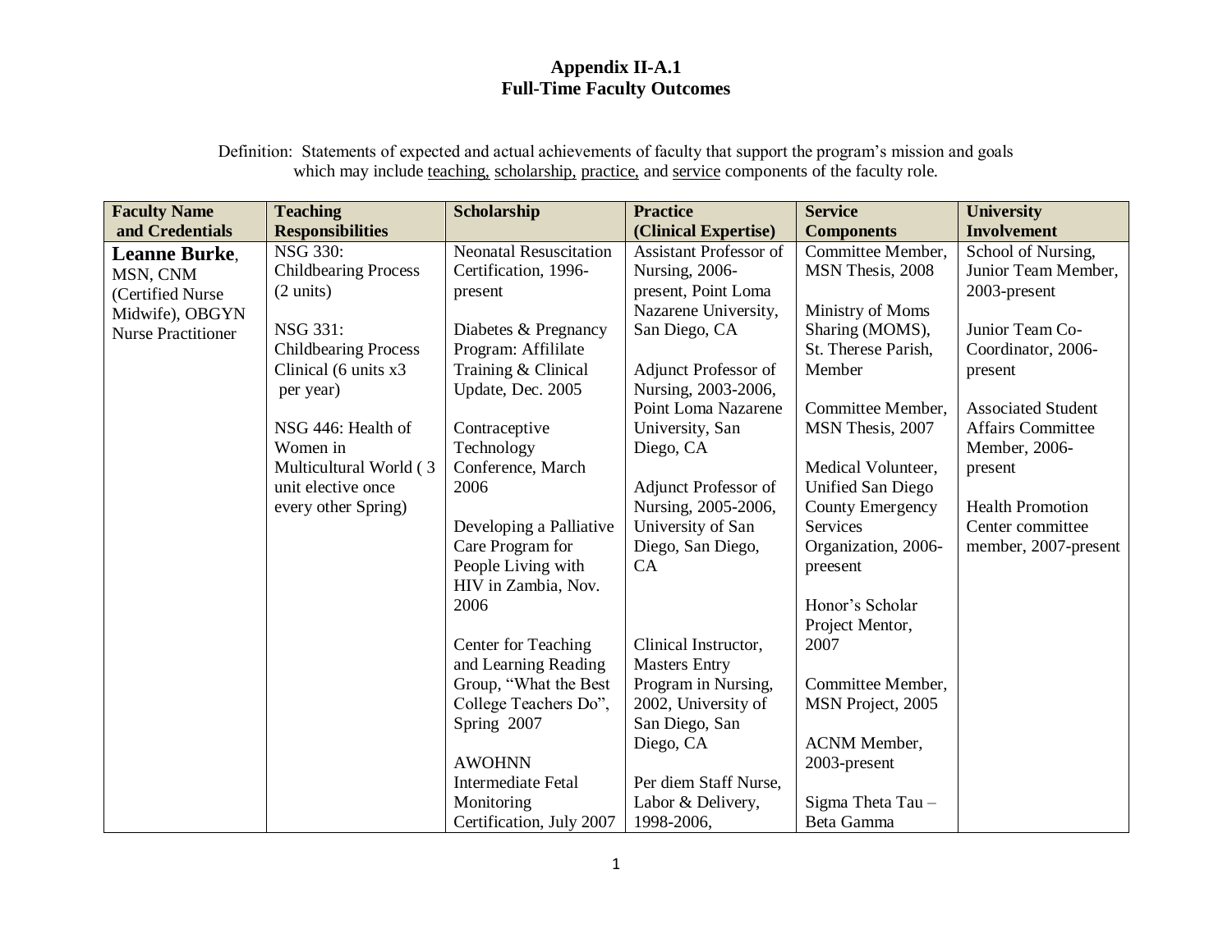**Appendix II-A.1**
**Full-Time Faculty Outcomes**

Definition: Statements of expected and actual achievements of faculty that support the program's mission and goals which may include teaching, scholarship, practice, and service components of the faculty role.

| Faculty Name and Credentials | Teaching Responsibilities | Scholarship | Practice (Clinical Expertise) | Service Components | University Involvement |
|---|---|---|---|---|---|
| **Leanne Burke**, MSN, CNM (Certified Nurse Midwife), OBGYN Nurse Practitioner | NSG 330: Childbearing Process (2 units)<br><br>NSG 331: Childbearing Process Clinical (6 units x3 per year)<br><br>NSG 446: Health of Women in Multicultural World ( 3 unit elective once every other Spring) | Neonatal Resuscitation Certification, 1996-present<br><br>Diabetes & Pregnancy Program: Affililate Training & Clinical Update, Dec. 2005<br><br>Contraceptive Technology Conference, March 2006<br><br>Developing a Palliative Care Program for People Living with HIV in Zambia, Nov. 2006<br><br>Center for Teaching and Learning Reading Group, "What the Best College Teachers Do", Spring 2007<br><br>AWOHNN Intermediate Fetal Monitoring Certification, July 2007 | Assistant Professor of Nursing, 2006-present, Point Loma Nazarene University, San Diego, CA<br><br>Adjunct Professor of Nursing, 2003-2006, Point Loma Nazarene University, San Diego, CA<br><br>Adjunct Professor of Nursing, 2005-2006, University of San Diego, San Diego, CA<br><br>Clinical Instructor, Masters Entry Program in Nursing, 2002, University of San Diego, San Diego, CA<br><br>Per diem Staff Nurse, Labor & Delivery, 1998-2006, | Committee Member, MSN Thesis, 2008<br><br>Ministry of Moms Sharing (MOMS), St. Therese Parish, Member<br><br>Committee Member, MSN Thesis, 2007<br><br>Medical Volunteer, Unified San Diego County Emergency Services Organization, 2006-preesent<br><br>Honor's Scholar Project Mentor, 2007<br><br>Committee Member, MSN Project, 2005<br><br>ACNM Member, 2003-present<br><br>Sigma Theta Tau – Beta Gamma | School of Nursing, Junior Team Member, 2003-present<br><br>Junior Team Co-Coordinator, 2006-present<br><br>Associated Student Affairs Committee Member, 2006-present<br><br>Health Promotion Center committee member, 2007-present |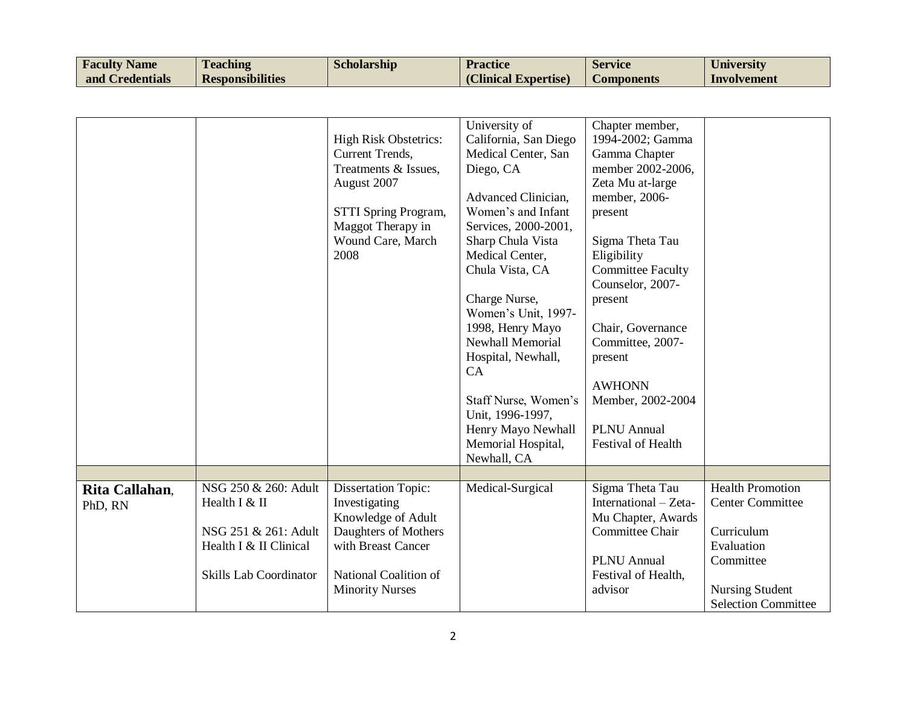| Faculty Name and Credentials | Teaching Responsibilities | Scholarship | Practice (Clinical Expertise) | Service Components | University Involvement |
|---|---|---|---|---|---|
| | | High Risk Obstetrics: Current Trends, Treatments & Issues, August 2007<br><br>STTI Spring Program, Maggot Therapy in Wound Care, March 2008 | University of California, San Diego Medical Center, San Diego, CA<br><br>Advanced Clinician, Women's and Infant Services, 2000-2001, Sharp Chula Vista Medical Center, Chula Vista, CA<br><br>Charge Nurse, Women's Unit, 1997-1998, Henry Mayo Newhall Memorial Hospital, Newhall, CA<br><br>Staff Nurse, Women's Unit, 1996-1997, Henry Mayo Newhall Memorial Hospital, Newhall, CA | Chapter member, 1994-2002; Gamma Gamma Chapter member 2002-2006, Zeta Mu at-large member, 2006-present<br><br>Sigma Theta Tau Eligibility Committee Faculty Counselor, 2007-present<br><br>Chair, Governance Committee, 2007-present<br><br>AWHONN Member, 2002-2004<br><br>PLNU Annual Festival of Health | |
| | | | | | |
| **Rita Callahan**, PhD, RN | NSG 250 & 260: Adult Health I & II<br><br>NSG 251 & 261: Adult Health I & II Clinical<br><br>Skills Lab Coordinator | Dissertation Topic: Investigating Knowledge of Adult Daughters of Mothers with Breast Cancer<br><br>National Coalition of Minority Nurses | Medical-Surgical | Sigma Theta Tau International – Zeta-Mu Chapter, Awards Committee Chair<br><br>PLNU Annual Festival of Health, advisor | Health Promotion Center Committee<br><br>Curriculum Evaluation Committee<br><br>Nursing Student Selection Committee |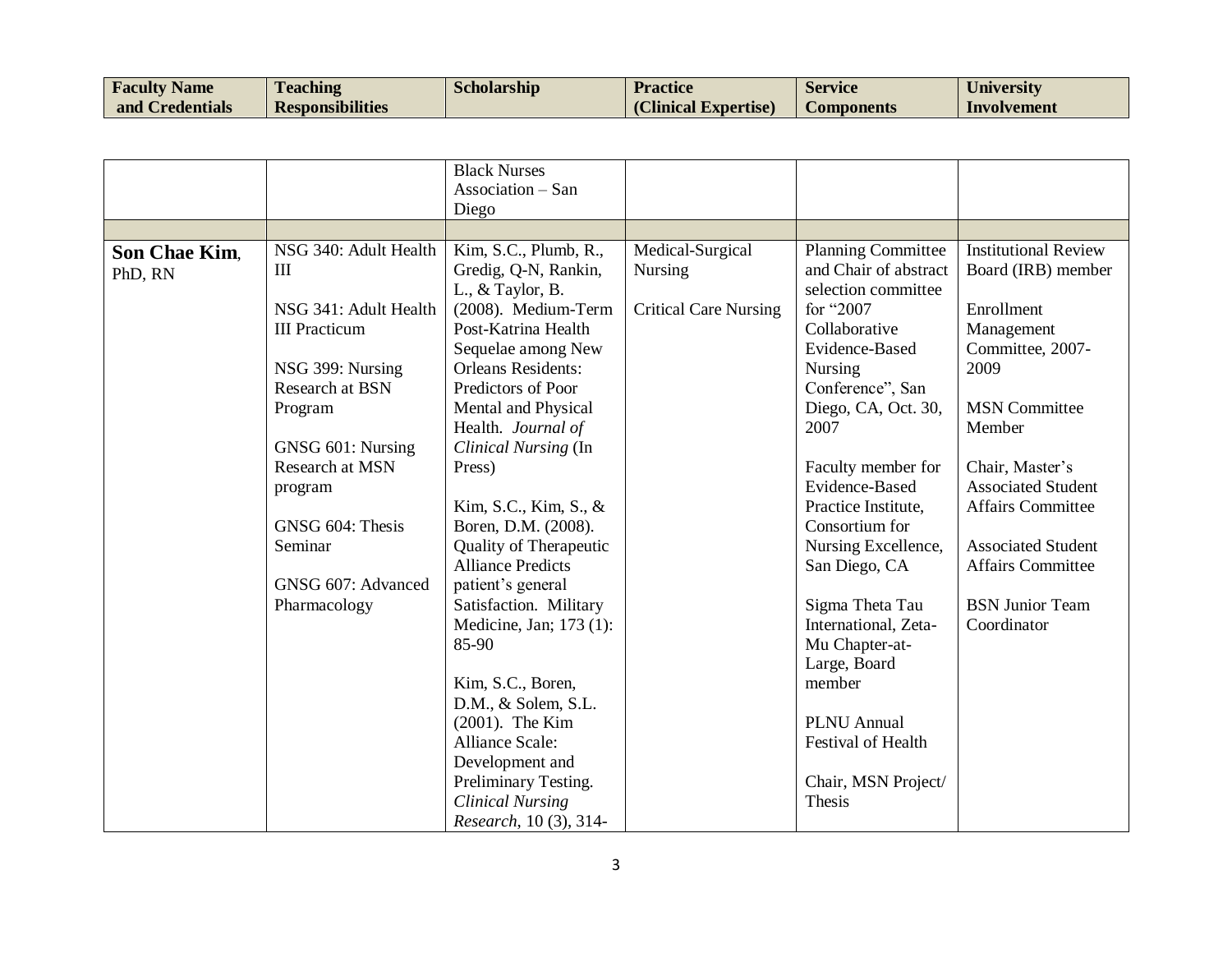| Faculty Name and Credentials | Teaching Responsibilities | Scholarship | Practice (Clinical Expertise) | Service Components | University Involvement |
|---|---|---|---|---|---|
| | | Black Nurses Association – San Diego | | | |
| | | | | | |
| **Son Chae Kim**, PhD, RN | NSG 340: Adult Health III<br><br>NSG 341: Adult Health III Practicum<br><br>NSG 399: Nursing Research at BSN Program<br><br>GNSG 601: Nursing Research at MSN program<br><br>GNSG 604: Thesis Seminar<br><br>GNSG 607: Advanced Pharmacology | Kim, S.C., Plumb, R., Gredig, Q-N, Rankin, L., & Taylor, B. (2008). Medium-Term Post-Katrina Health Sequelae among New Orleans Residents: Predictors of Poor Mental and Physical Health. *Journal of Clinical Nursing* (In Press)<br><br>Kim, S.C., Kim, S., & Boren, D.M. (2008). Quality of Therapeutic Alliance Predicts patient's general Satisfaction. Military Medicine, Jan; 173 (1): 85-90<br><br>Kim, S.C., Boren, D.M., & Solem, S.L. (2001). The Kim Alliance Scale: Development and Preliminary Testing. *Clinical Nursing Research*, 10 (3), 314- | Medical-Surgical Nursing<br><br>Critical Care Nursing | Planning Committee and Chair of abstract selection committee for "2007 Collaborative Evidence-Based Nursing Conference", San Diego, CA, Oct. 30, 2007<br><br>Faculty member for Evidence-Based Practice Institute, Consortium for Nursing Excellence, San Diego, CA<br><br>Sigma Theta Tau International, Zeta-Mu Chapter-at-Large, Board member<br><br>PLNU Annual Festival of Health<br><br>Chair, MSN Project/ Thesis | Institutional Review Board (IRB) member<br><br>Enrollment Management Committee, 2007-2009<br><br>MSN Committee Member<br><br>Chair, Master's Associated Student Affairs Committee<br><br>Associated Student Affairs Committee<br><br>BSN Junior Team Coordinator |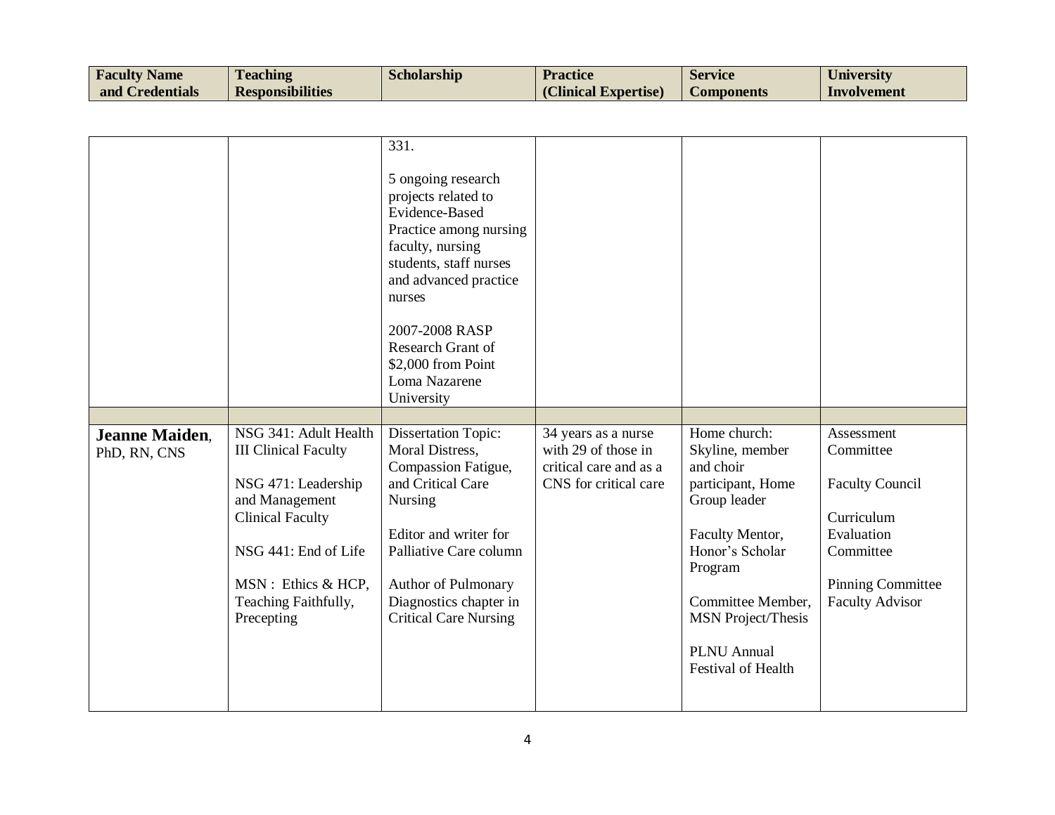| Faculty Name and Credentials | Teaching Responsibilities | Scholarship | Practice (Clinical Expertise) | Service Components | University Involvement |
|---|---|---|---|---|---|
| | | 331.<br><br>5 ongoing research projects related to Evidence-Based Practice among nursing faculty, nursing students, staff nurses and advanced practice nurses<br><br>2007-2008 RASP Research Grant of $2,000 from Point Loma Nazarene University | | | |
| | | | | | |
| **Jeanne Maiden**, PhD, RN, CNS | NSG 341: Adult Health III Clinical Faculty<br><br>NSG 471: Leadership and Management Clinical Faculty<br><br>NSG 441: End of Life<br><br>MSN : Ethics & HCP, Teaching Faithfully, Precepting | Dissertation Topic: Moral Distress, Compassion Fatigue, and Critical Care Nursing<br><br>Editor and writer for Palliative Care column<br><br>Author of Pulmonary Diagnostics chapter in Critical Care Nursing | 34 years as a nurse with 29 of those in critical care and as a CNS for critical care | Home church: Skyline, member and choir participant, Home Group leader<br><br>Faculty Mentor, Honor's Scholar Program<br><br>Committee Member, MSN Project/Thesis<br><br>PLNU Annual Festival of Health | Assessment Committee<br><br>Faculty Council<br><br>Curriculum Evaluation Committee<br><br>Pinning Committee Faculty Advisor |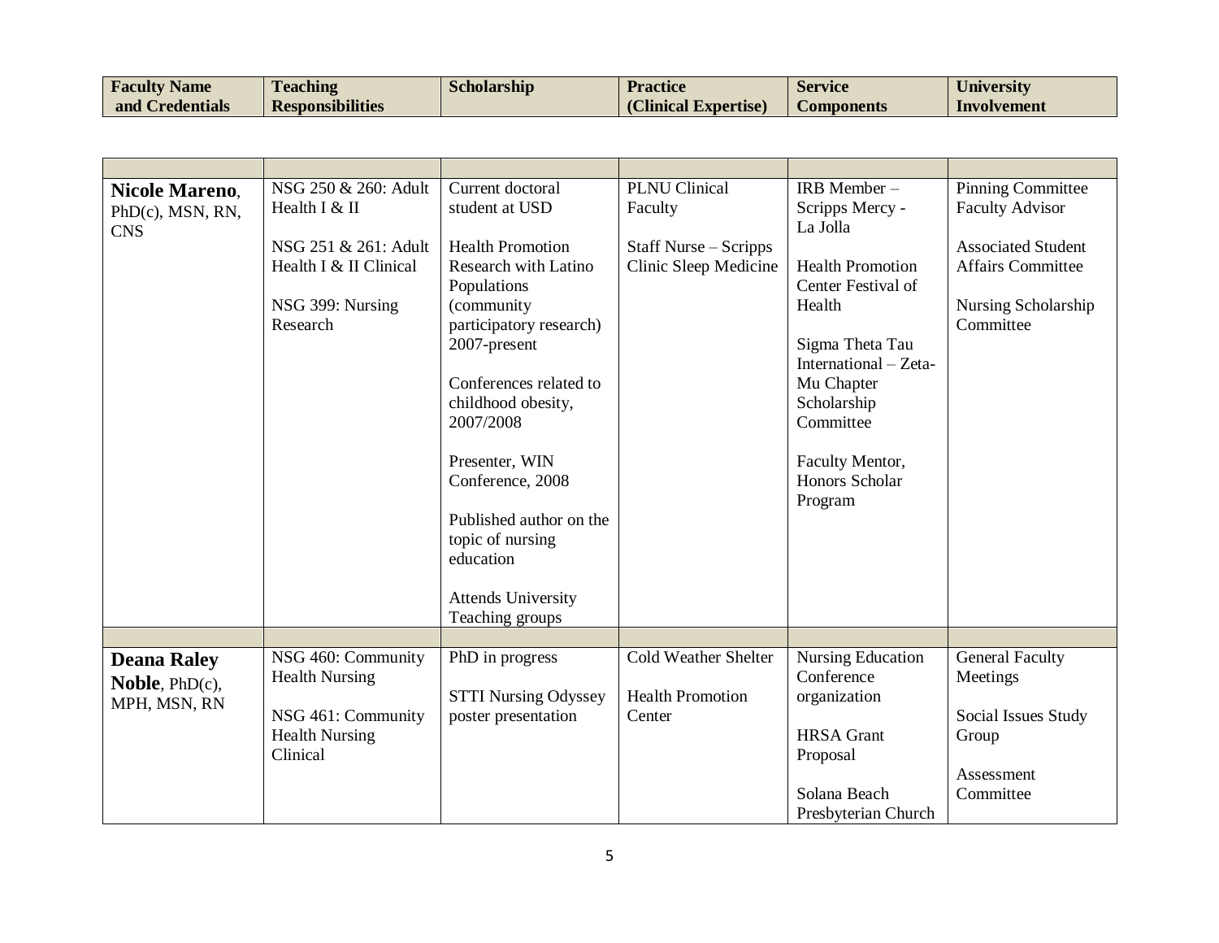| Faculty Name and Credentials | Teaching Responsibilities | Scholarship | Practice (Clinical Expertise) | Service Components | University Involvement |
|---|---|---|---|---|---|
| | | | | | |
| **Nicole Mareno**, PhD(c), MSN, RN, CNS | NSG 250 & 260: Adult Health I & II<br><br>NSG 251 & 261: Adult Health I & II Clinical<br><br>NSG 399: Nursing Research | Current doctoral student at USD<br><br>Health Promotion Research with Latino Populations (community participatory research) 2007-present<br><br>Conferences related to childhood obesity, 2007/2008<br><br>Presenter, WIN Conference, 2008<br><br>Published author on the topic of nursing education<br><br>Attends University Teaching groups | PLNU Clinical Faculty<br><br>Staff Nurse – Scripps Clinic Sleep Medicine | IRB Member – Scripps Mercy - La Jolla<br><br>Health Promotion Center Festival of Health<br><br>Sigma Theta Tau International – Zeta-Mu Chapter Scholarship Committee<br><br>Faculty Mentor, Honors Scholar Program | Pinning Committee Faculty Advisor<br><br>Associated Student Affairs Committee<br><br>Nursing Scholarship Committee |
| | | | | | |
| **Deana Raley Noble**, PhD(c), MPH, MSN, RN | NSG 460: Community Health Nursing<br><br>NSG 461: Community Health Nursing Clinical | PhD in progress<br><br>STTI Nursing Odyssey poster presentation | Cold Weather Shelter<br><br>Health Promotion Center | Nursing Education Conference organization<br><br>HRSA Grant Proposal<br><br>Solana Beach Presbyterian Church | General Faculty Meetings<br><br>Social Issues Study Group<br><br>Assessment Committee |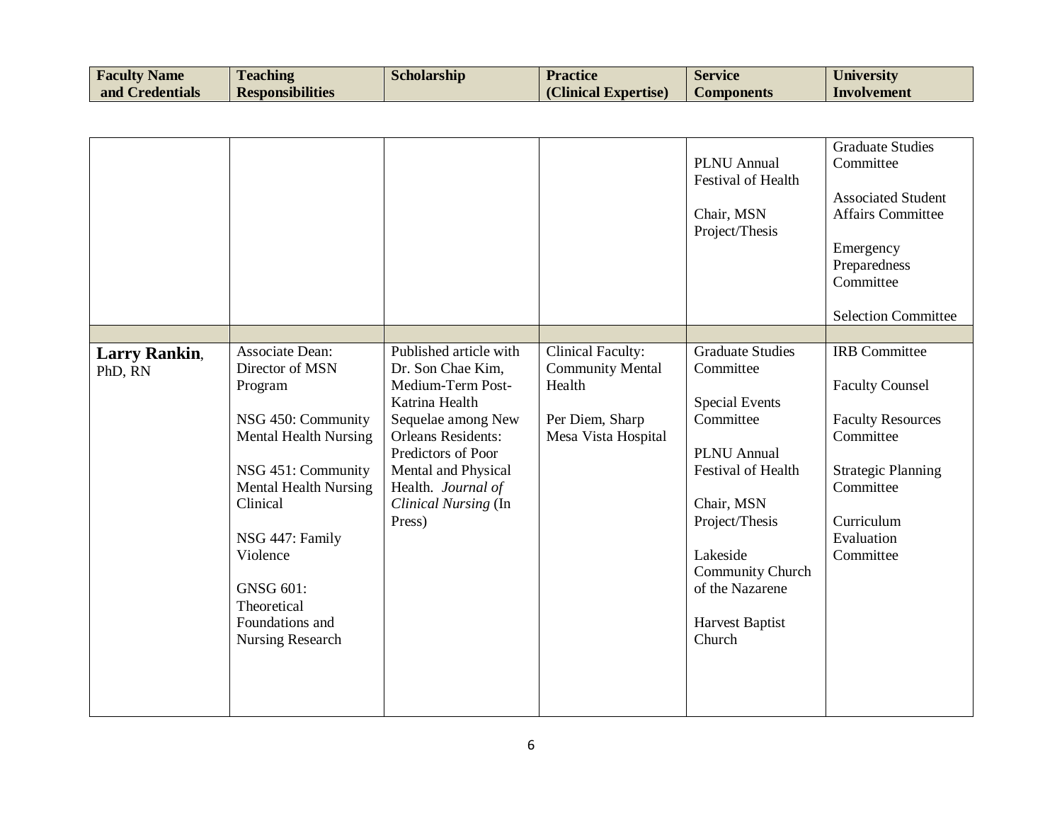| Faculty Name and Credentials | Teaching Responsibilities | Scholarship | Practice (Clinical Expertise) | Service Components | University Involvement |
| --- | --- | --- | --- | --- | --- |
| | | | | PLNU Annual Festival of Health<br><br>Chair, MSN Project/Thesis | Graduate Studies Committee<br><br>Associated Student Affairs Committee<br><br>Emergency Preparedness Committee<br><br>Selection Committee |
| | | | | | |
| **Larry Rankin**, PhD, RN | Associate Dean: Director of MSN Program<br><br>NSG 450: Community Mental Health Nursing<br><br>NSG 451: Community Mental Health Nursing Clinical<br><br>NSG 447: Family Violence<br><br>GNSG 601: Theoretical Foundations and Nursing Research | Published article with Dr. Son Chae Kim, Medium-Term Post-Katrina Health Sequelae among New Orleans Residents: Predictors of Poor Mental and Physical Health. *Journal of Clinical Nursing* (In Press) | Clinical Faculty: Community Mental Health<br><br>Per Diem, Sharp Mesa Vista Hospital | Graduate Studies Committee<br><br>Special Events Committee<br><br>PLNU Annual Festival of Health<br><br>Chair, MSN Project/Thesis<br><br>Lakeside Community Church of the Nazarene<br><br>Harvest Baptist Church | IRB Committee<br><br>Faculty Counsel<br><br>Faculty Resources Committee<br><br>Strategic Planning Committee<br><br>Curriculum Evaluation Committee |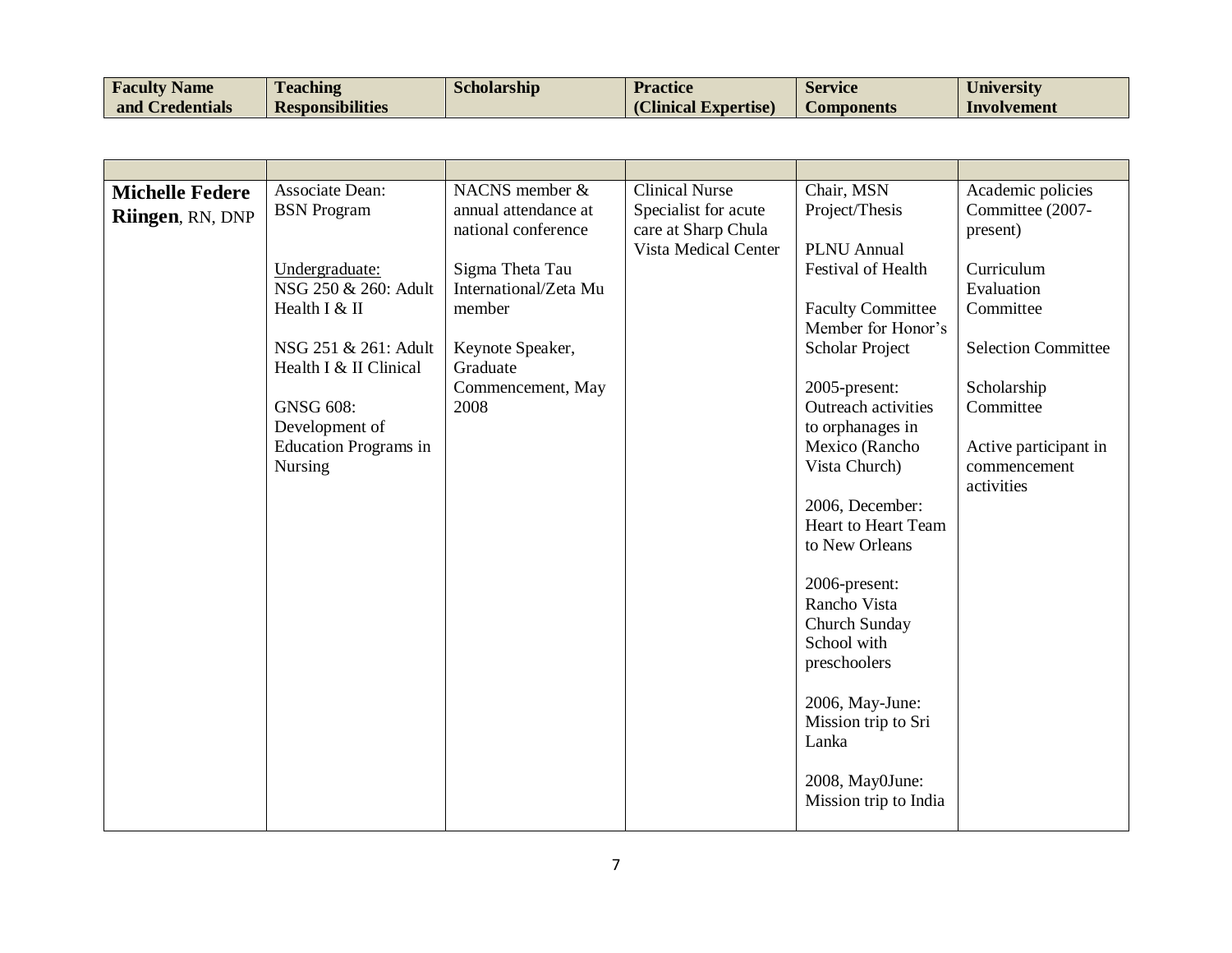| Faculty Name and Credentials | Teaching Responsibilities | Scholarship | Practice (Clinical Expertise) | Service Components | University Involvement |
|---|---|---|---|---|---|
| | | | | | |
| **Michelle Federe Riingen**, RN, DNP | Associate Dean: BSN Program<br><br>Undergraduate:<br>NSG 250 & 260: Adult Health I & II<br><br>NSG 251 & 261: Adult Health I & II Clinical<br><br>GNSG 608: Development of Education Programs in Nursing | NACNS member & annual attendance at national conference<br><br>Sigma Theta Tau International/Zeta Mu member<br><br>Keynote Speaker, Graduate Commencement, May 2008 | Clinical Nurse Specialist for acute care at Sharp Chula Vista Medical Center | Chair, MSN Project/Thesis<br><br>PLNU Annual Festival of Health<br><br>Faculty Committee Member for Honor's Scholar Project<br><br>2005-present: Outreach activities to orphanages in Mexico (Rancho Vista Church)<br><br>2006, December: Heart to Heart Team to New Orleans<br><br>2006-present: Rancho Vista Church Sunday School with preschoolers<br><br>2006, May-June: Mission trip to Sri Lanka<br><br>2008, May0June: Mission trip to India | Academic policies Committee (2007-present)<br><br>Curriculum Evaluation Committee<br><br>Selection Committee<br><br>Scholarship Committee<br><br>Active participant in commencement activities |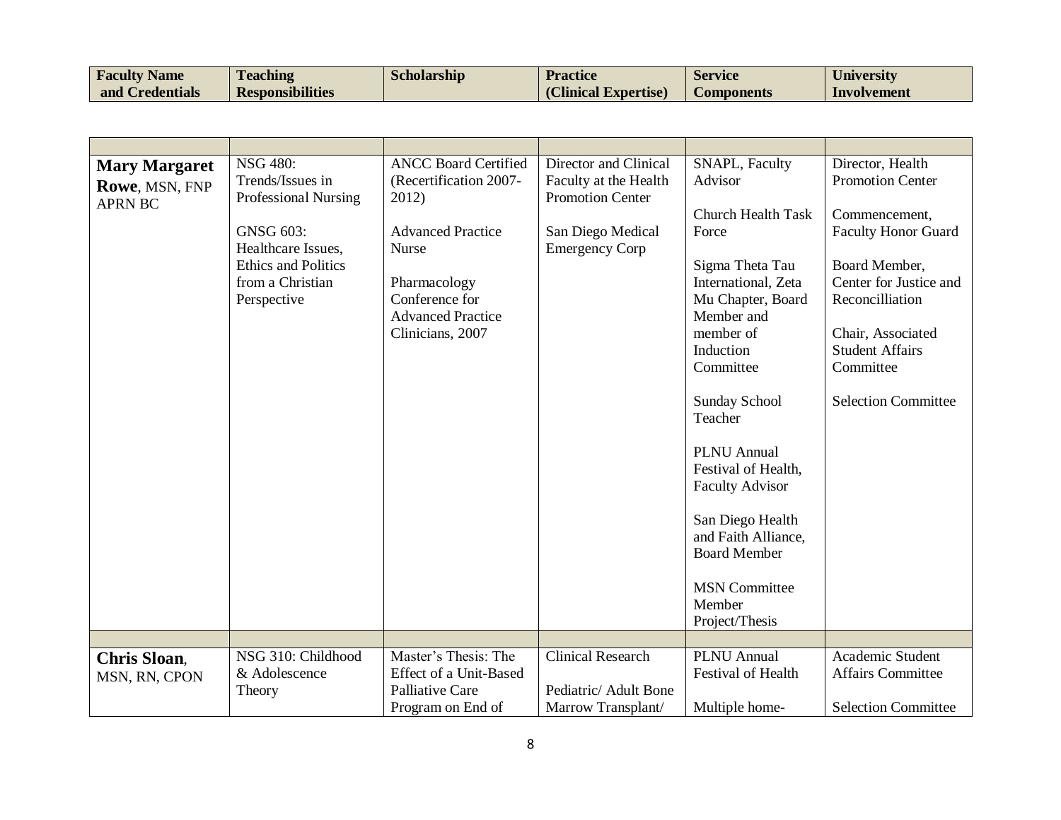| Faculty Name and Credentials | Teaching Responsibilities | Scholarship | Practice (Clinical Expertise) | Service Components | University Involvement |
|---|---|---|---|---|---|
| | | | | | |
| **Mary Margaret Rowe**, MSN, FNP APRN BC | NSG 480: Trends/Issues in Professional Nursing<br><br>GNSG 603: Healthcare Issues, Ethics and Politics from a Christian Perspective | ANCC Board Certified (Recertification 2007-2012)<br><br>Advanced Practice Nurse<br><br>Pharmacology Conference for Advanced Practice Clinicians, 2007 | Director and Clinical Faculty at the Health Promotion Center<br><br>San Diego Medical Emergency Corp | SNAPL, Faculty Advisor<br><br>Church Health Task Force<br><br>Sigma Theta Tau International, Zeta Mu Chapter, Board Member and member of Induction Committee<br><br>Sunday School Teacher<br><br>PLNU Annual Festival of Health, Faculty Advisor<br><br>San Diego Health and Faith Alliance, Board Member<br><br>MSN Committee Member Project/Thesis | Director, Health Promotion Center<br><br>Commencement, Faculty Honor Guard<br><br>Board Member, Center for Justice and Reconcilliation<br><br>Chair, Associated Student Affairs Committee<br><br>Selection Committee |
| | | | | | |
| **Chris Sloan**, MSN, RN, CPON | NSG 310: Childhood & Adolescence Theory | Master's Thesis: The Effect of a Unit-Based Palliative Care Program on End of | Clinical Research<br><br>Pediatric/ Adult Bone Marrow Transplant/ | PLNU Annual Festival of Health<br><br>Multiple home- | Academic Student Affairs Committee<br><br>Selection Committee |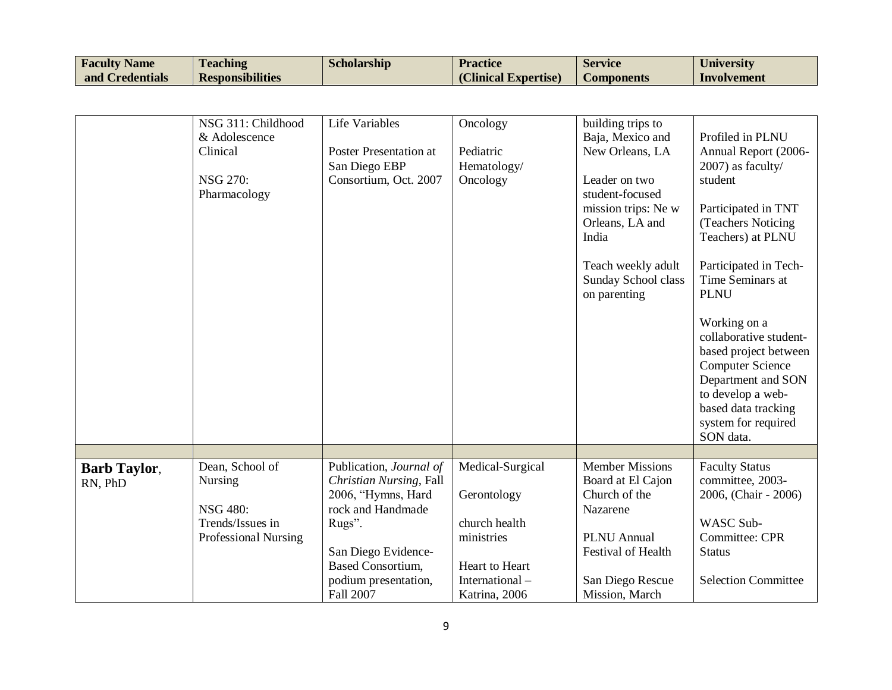| Faculty Name and Credentials | Teaching Responsibilities | Scholarship | Practice (Clinical Expertise) | Service Components | University Involvement |
|---|---|---|---|---|---|
| | NSG 311: Childhood & Adolescence Clinical<br><br>NSG 270: Pharmacology | Life Variables<br><br>Poster Presentation at San Diego EBP Consortium, Oct. 2007 | Oncology<br><br>Pediatric Hematology/ Oncology | building trips to Baja, Mexico and New Orleans, LA<br><br>Leader on two student-focused mission trips: Ne w Orleans, LA and India<br><br>Teach weekly adult Sunday School class on parenting | Profiled in PLNU Annual Report (2006-2007) as faculty/ student<br><br>Participated in TNT (Teachers Noticing Teachers) at PLNU<br><br>Participated in Tech-Time Seminars at PLNU<br><br>Working on a collaborative student-based project between Computer Science Department and SON to develop a web-based data tracking system for required SON data. |
| | | | | | |
| **Barb Taylor**, RN, PhD | Dean, School of Nursing<br><br>NSG 480: Trends/Issues in Professional Nursing | Publication, *Journal of Christian Nursing*, Fall 2006, "Hymns, Hard rock and Handmade Rugs".<br><br>San Diego Evidence-Based Consortium, podium presentation, Fall 2007 | Medical-Surgical<br><br>Gerontology<br><br>church health ministries<br><br>Heart to Heart International – Katrina, 2006 | Member Missions Board at El Cajon Church of the Nazarene<br><br>PLNU Annual Festival of Health<br><br>San Diego Rescue Mission, March | Faculty Status committee, 2003-2006, (Chair - 2006)<br><br>WASC Sub-Committee: CPR Status<br><br>Selection Committee |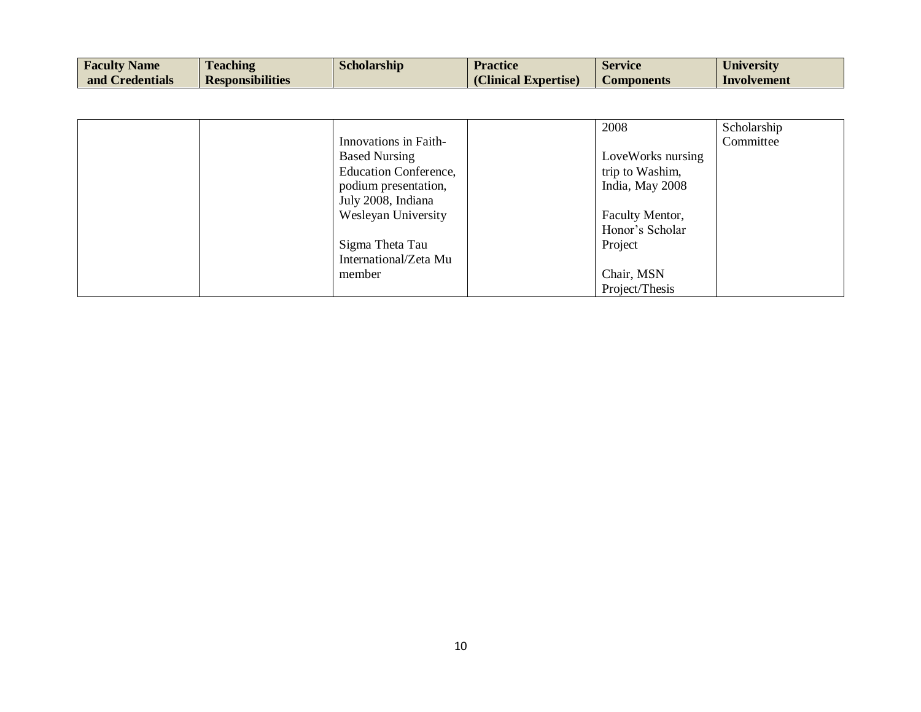| Faculty Name and Credentials | Teaching Responsibilities | Scholarship | Practice (Clinical Expertise) | Service Components | University Involvement |
|---|---|---|---|---|---|
| | | Innovations in Faith-Based Nursing Education Conference, podium presentation, July 2008, Indiana Wesleyan University<br><br>Sigma Theta Tau International/Zeta Mu member | | 2008<br><br>LoveWorks nursing trip to Washim, India, May 2008<br><br>Faculty Mentor, Honor's Scholar Project<br><br>Chair, MSN Project/Thesis | Scholarship Committee |